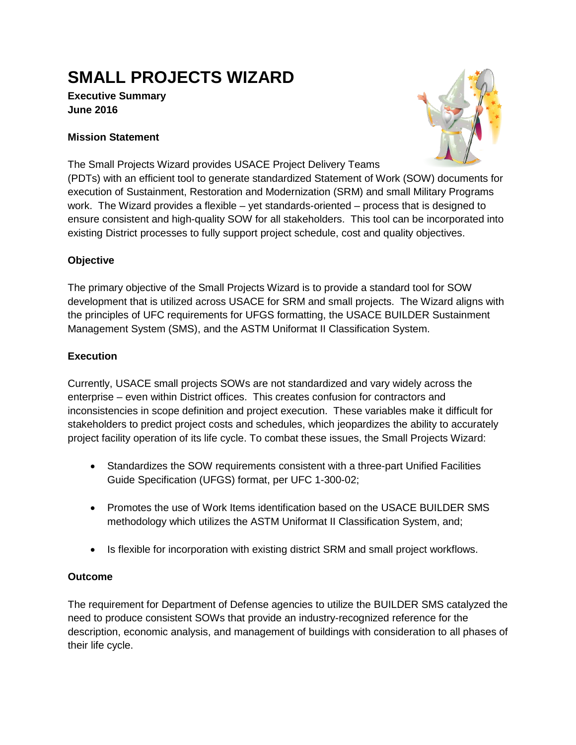# SMALL PROJECTS WIZARD

**Executive Summary**
**June 2016**

**Mission Statement**

The Small Projects Wizard provides USACE Project Delivery Teams (PDTs) with an efficient tool to generate standardized Statement of Work (SOW) documents for execution of Sustainment, Restoration and Modernization (SRM) and small Military Programs work. The Wizard provides a flexible – yet standards-oriented – process that is designed to ensure consistent and high-quality SOW for all stakeholders. This tool can be incorporated into existing District processes to fully support project schedule, cost and quality objectives.

**Objective**

The primary objective of the Small Projects Wizard is to provide a standard tool for SOW development that is utilized across USACE for SRM and small projects. The Wizard aligns with the principles of UFC requirements for UFGS formatting, the USACE BUILDER Sustainment Management System (SMS), and the ASTM Uniformat II Classification System.

**Execution**

Currently, USACE small projects SOWs are not standardized and vary widely across the enterprise – even within District offices. This creates confusion for contractors and inconsistencies in scope definition and project execution. These variables make it difficult for stakeholders to predict project costs and schedules, which jeopardizes the ability to accurately project facility operation of its life cycle. To combat these issues, the Small Projects Wizard:

- Standardizes the SOW requirements consistent with a three-part Unified Facilities Guide Specification (UFGS) format, per UFC 1-300-02;
- Promotes the use of Work Items identification based on the USACE BUILDER SMS methodology which utilizes the ASTM Uniformat II Classification System, and;
- Is flexible for incorporation with existing district SRM and small project workflows.

**Outcome**

The requirement for Department of Defense agencies to utilize the BUILDER SMS catalyzed the need to produce consistent SOWs that provide an industry-recognized reference for the description, economic analysis, and management of buildings with consideration to all phases of their life cycle.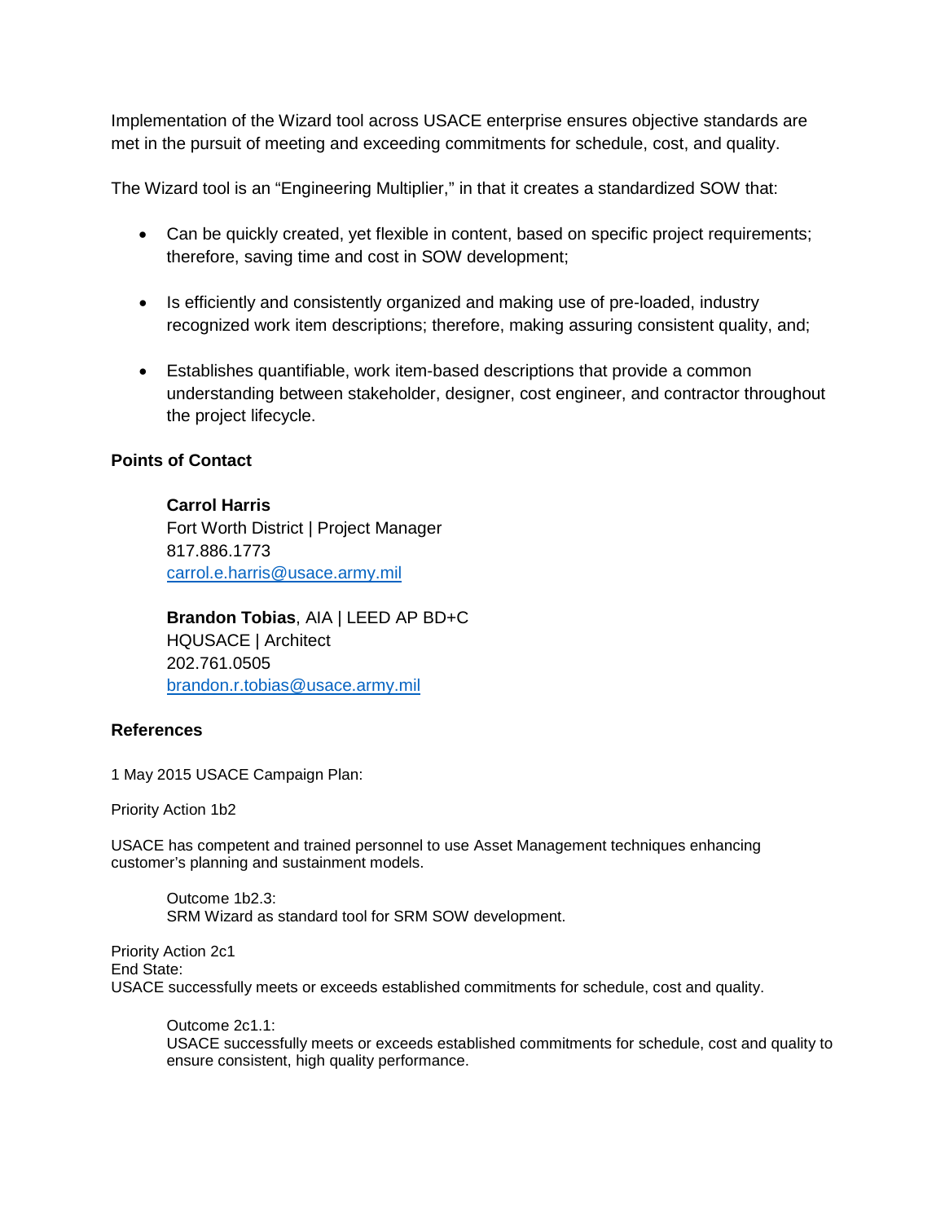Implementation of the Wizard tool across USACE enterprise ensures objective standards are met in the pursuit of meeting and exceeding commitments for schedule, cost, and quality.

The Wizard tool is an "Engineering Multiplier," in that it creates a standardized SOW that:

- Can be quickly created, yet flexible in content, based on specific project requirements; therefore, saving time and cost in SOW development;
- Is efficiently and consistently organized and making use of pre-loaded, industry recognized work item descriptions; therefore, making assuring consistent quality, and;
- Establishes quantifiable, work item-based descriptions that provide a common understanding between stakeholder, designer, cost engineer, and contractor throughout the project lifecycle.

**Points of Contact**

**Carrol Harris**
Fort Worth District | Project Manager
817.886.1773
carrol.e.harris@usace.army.mil

**Brandon Tobias**, AIA | LEED AP BD+C
HQUSACE | Architect
202.761.0505
brandon.r.tobias@usace.army.mil

**References**

1 May 2015 USACE Campaign Plan:

Priority Action 1b2

USACE has competent and trained personnel to use Asset Management techniques enhancing customer's planning and sustainment models.

> Outcome 1b2.3:
> SRM Wizard as standard tool for SRM SOW development.

Priority Action 2c1
End State:
USACE successfully meets or exceeds established commitments for schedule, cost and quality.

> Outcome 2c1.1:
> USACE successfully meets or exceeds established commitments for schedule, cost and quality to ensure consistent, high quality performance.